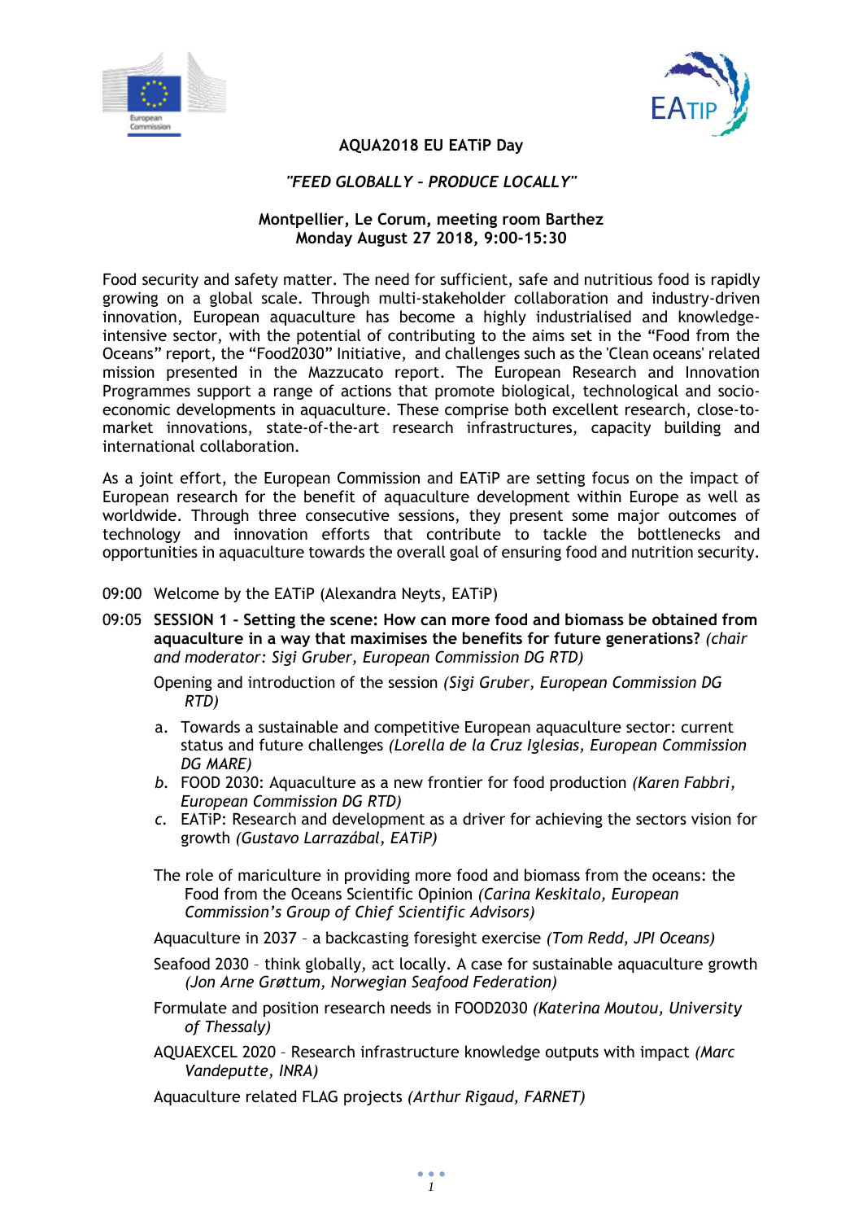# AQUA2018 EU EATiP Day

## *"FEED GLOBALLY – PRODUCE LOCALLY"*

**Montpellier, Le Corum, meeting room Barthez**
**Monday August 27 2018, 9:00-15:30**

Food security and safety matter. The need for sufficient, safe and nutritious food is rapidly growing on a global scale. Through multi-stakeholder collaboration and industry-driven innovation, European aquaculture has become a highly industrialised and knowledge-intensive sector, with the potential of contributing to the aims set in the "Food from the Oceans" report, the "Food2030" Initiative, and challenges such as the 'Clean oceans' related mission presented in the Mazzucato report. The European Research and Innovation Programmes support a range of actions that promote biological, technological and socio-economic developments in aquaculture. These comprise both excellent research, close-to-market innovations, state-of-the-art research infrastructures, capacity building and international collaboration.

As a joint effort, the European Commission and EATiP are setting focus on the impact of European research for the benefit of aquaculture development within Europe as well as worldwide. Through three consecutive sessions, they present some major outcomes of technology and innovation efforts that contribute to tackle the bottlenecks and opportunities in aquaculture towards the overall goal of ensuring food and nutrition security.

09:00 Welcome by the EATiP (Alexandra Neyts, EATiP)

09:05 **SESSION 1 - Setting the scene: How can more food and biomass be obtained from aquaculture in a way that maximises the benefits for future generations?** *(chair and moderator: Sigi Gruber, European Commission DG RTD)*

Opening and introduction of the session *(Sigi Gruber, European Commission DG RTD)*

a. Towards a sustainable and competitive European aquaculture sector: current status and future challenges *(Lorella de la Cruz Iglesias, European Commission DG MARE)*
b. FOOD 2030: Aquaculture as a new frontier for food production *(Karen Fabbri, European Commission DG RTD)*
c. EATiP: Research and development as a driver for achieving the sectors vision for growth *(Gustavo Larrazábal, EATiP)*

The role of mariculture in providing more food and biomass from the oceans: the Food from the Oceans Scientific Opinion *(Carina Keskitalo, European Commission's Group of Chief Scientific Advisors)*

Aquaculture in 2037 – a backcasting foresight exercise *(Tom Redd, JPI Oceans)*

Seafood 2030 – think globally, act locally. A case for sustainable aquaculture growth *(Jon Arne Grøttum, Norwegian Seafood Federation)*

Formulate and position research needs in FOOD2030 *(Katerina Moutou, University of Thessaly)*

AQUAEXCEL 2020 – Research infrastructure knowledge outputs with impact *(Marc Vandeputte, INRA)*

Aquaculture related FLAG projects *(Arthur Rigaud, FARNET)*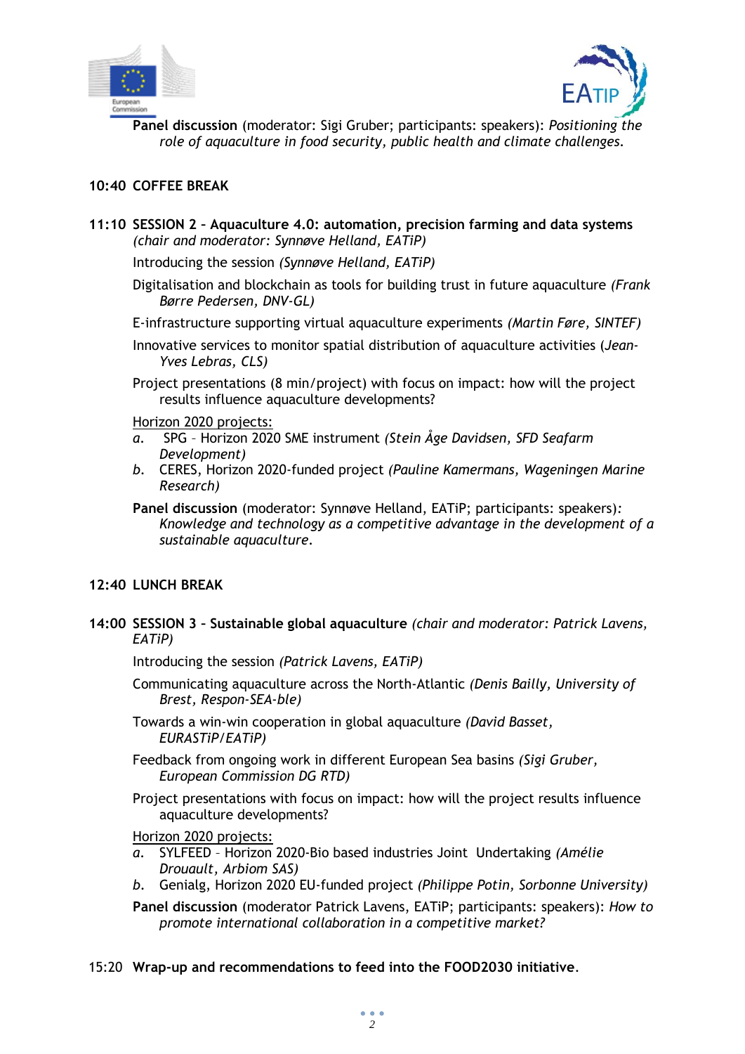**Panel discussion** (moderator: Sigi Gruber; participants: speakers): *Positioning the role of aquaculture in food security, public health and climate challenges.*

**10:40 COFFEE BREAK**

**11:10 SESSION 2 – Aquaculture 4.0: automation, precision farming and data systems** *(chair and moderator: Synnøve Helland, EATiP)*

Introducing the session *(Synnøve Helland, EATiP)*

Digitalisation and blockchain as tools for building trust in future aquaculture *(Frank Børre Pedersen, DNV-GL)*

E-infrastructure supporting virtual aquaculture experiments *(Martin Føre, SINTEF)*

Innovative services to monitor spatial distribution of aquaculture activities (*Jean-Yves Lebras, CLS)*

Project presentations (8 min/project) with focus on impact: how will the project results influence aquaculture developments?

Horizon 2020 projects:

a. SPG – Horizon 2020 SME instrument *(Stein Åge Davidsen, SFD Seafarm Development)*
b. CERES, Horizon 2020-funded project *(Pauline Kamermans, Wageningen Marine Research)*

**Panel discussion** (moderator: Synnøve Helland, EATiP; participants: speakers)*: Knowledge and technology as a competitive advantage in the development of a sustainable aquaculture*.

**12:40 LUNCH BREAK**

**14:00 SESSION 3 – Sustainable global aquaculture** *(chair and moderator: Patrick Lavens, EATiP)*

Introducing the session *(Patrick Lavens, EATiP)*

Communicating aquaculture across the North-Atlantic *(Denis Bailly, University of Brest, Respon-SEA-ble)*

Towards a win-win cooperation in global aquaculture *(David Basset, EURASTiP/EATiP)*

Feedback from ongoing work in different European Sea basins *(Sigi Gruber, European Commission DG RTD)*

Project presentations with focus on impact: how will the project results influence aquaculture developments?

Horizon 2020 projects:

a. SYLFEED – Horizon 2020-Bio based industries Joint Undertaking *(Amélie Drouault, Arbiom SAS)*
b. Genialg, Horizon 2020 EU-funded project *(Philippe Potin, Sorbonne University)*

**Panel discussion** (moderator Patrick Lavens, EATiP; participants: speakers): *How to promote international collaboration in a competitive market?*

15:20 **Wrap-up and recommendations to feed into the FOOD2030 initiative**.